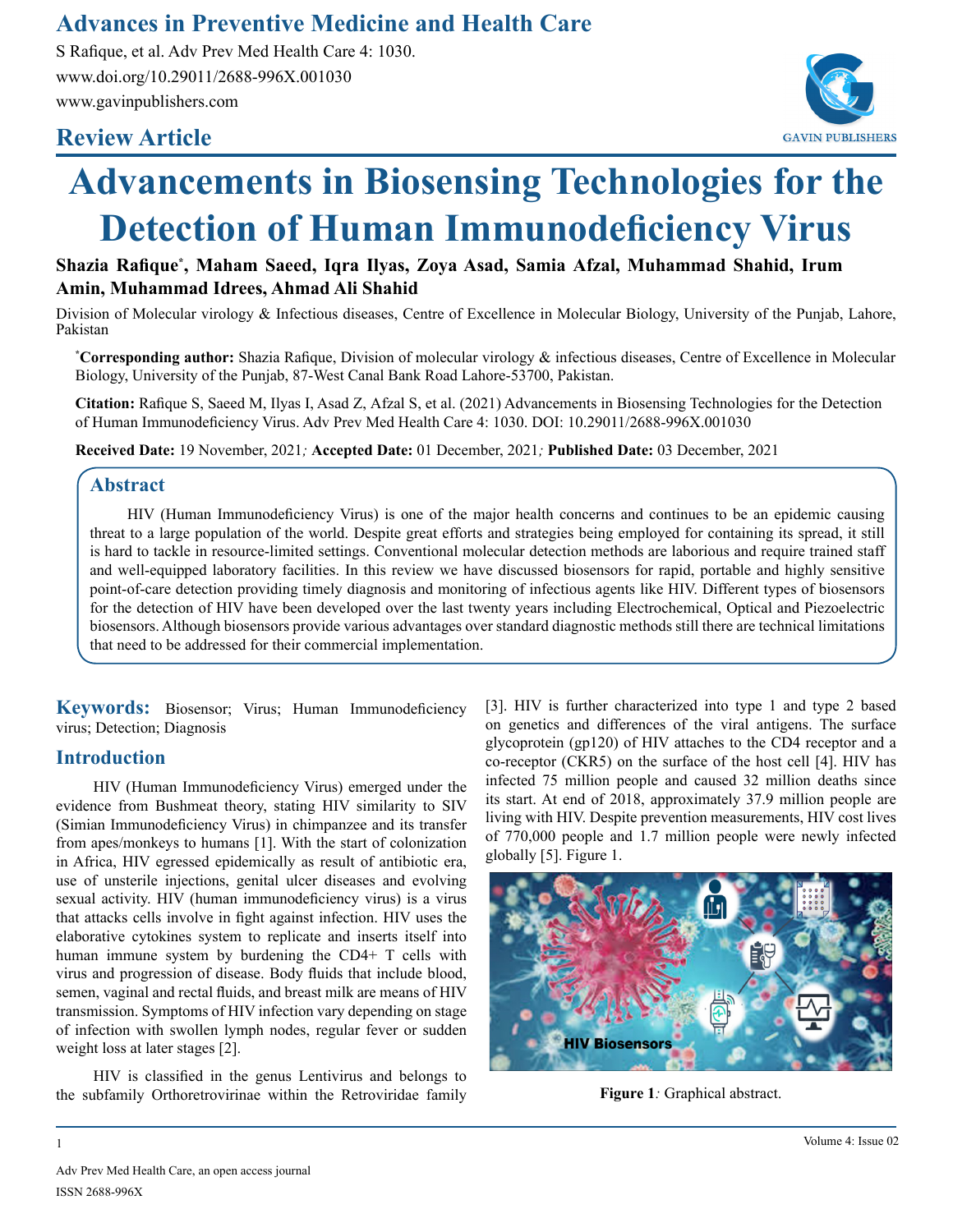# Advances in Preventive Medicine and Health Care

S Rafique, et al. Adv Prev Med Health Care 4: 1030.
www.doi.org/10.29011/2688-996X.001030
www.gavinpublishers.com

## Review Article

# Advancements in Biosensing Technologies for the Detection of Human Immunodeficiency Virus

**Shazia Rafique*, Maham Saeed, Iqra Ilyas, Zoya Asad, Samia Afzal, Muhammad Shahid, Irum Amin, Muhammad Idrees, Ahmad Ali Shahid**

Division of Molecular virology & Infectious diseases, Centre of Excellence in Molecular Biology, University of the Punjab, Lahore, Pakistan

***Corresponding author:** Shazia Rafique, Division of molecular virology & infectious diseases, Centre of Excellence in Molecular Biology, University of the Punjab, 87-West Canal Bank Road Lahore-53700, Pakistan.

**Citation:** Rafique S, Saeed M, Ilyas I, Asad Z, Afzal S, et al. (2021) Advancements in Biosensing Technologies for the Detection of Human Immunodeficiency Virus. Adv Prev Med Health Care 4: 1030. DOI: 10.29011/2688-996X.001030

**Received Date:** 19 November, 2021; **Accepted Date:** 01 December, 2021; **Published Date:** 03 December, 2021

## Abstract

HIV (Human Immunodeficiency Virus) is one of the major health concerns and continues to be an epidemic causing threat to a large population of the world. Despite great efforts and strategies being employed for containing its spread, it still is hard to tackle in resource-limited settings. Conventional molecular detection methods are laborious and require trained staff and well-equipped laboratory facilities. In this review we have discussed biosensors for rapid, portable and highly sensitive point-of-care detection providing timely diagnosis and monitoring of infectious agents like HIV. Different types of biosensors for the detection of HIV have been developed over the last twenty years including Electrochemical, Optical and Piezoelectric biosensors. Although biosensors provide various advantages over standard diagnostic methods still there are technical limitations that need to be addressed for their commercial implementation.

**Keywords:** Biosensor; Virus; Human Immunodeficiency virus; Detection; Diagnosis

## Introduction

HIV (Human Immunodeficiency Virus) emerged under the evidence from Bushmeat theory, stating HIV similarity to SIV (Simian Immunodeficiency Virus) in chimpanzee and its transfer from apes/monkeys to humans [1]. With the start of colonization in Africa, HIV egressed epidemically as result of antibiotic era, use of unsterile injections, genital ulcer diseases and evolving sexual activity. HIV (human immunodeficiency virus) is a virus that attacks cells involve in fight against infection. HIV uses the elaborative cytokines system to replicate and inserts itself into human immune system by burdening the CD4+ T cells with virus and progression of disease. Body fluids that include blood, semen, vaginal and rectal fluids, and breast milk are means of HIV transmission. Symptoms of HIV infection vary depending on stage of infection with swollen lymph nodes, regular fever or sudden weight loss at later stages [2].

HIV is classified in the genus Lentivirus and belongs to the subfamily Orthoretrovirinae within the Retroviridae family [3]. HIV is further characterized into type 1 and type 2 based on genetics and differences of the viral antigens. The surface glycoprotein (gp120) of HIV attaches to the CD4 receptor and a co-receptor (CKR5) on the surface of the host cell [4]. HIV has infected 75 million people and caused 32 million deaths since its start. At end of 2018, approximately 37.9 million people are living with HIV. Despite prevention measurements, HIV cost lives of 770,000 people and 1.7 million people were newly infected globally [5]. Figure 1.

HIV Biosensors

**Figure 1**: Graphical abstract.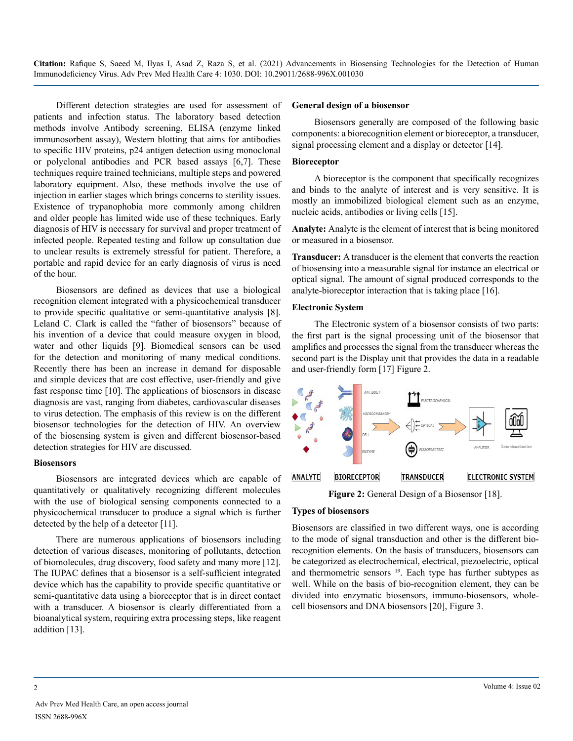Different detection strategies are used for assessment of patients and infection status. The laboratory based detection methods involve Antibody screening, ELISA (enzyme linked immunosorbent assay), Western blotting that aims for antibodies to specific HIV proteins, p24 antigen detection using monoclonal or polyclonal antibodies and PCR based assays [6,7]. These techniques require trained technicians, multiple steps and powered laboratory equipment. Also, these methods involve the use of injection in earlier stages which brings concerns to sterility issues. Existence of trypanophobia more commonly among children and older people has limited wide use of these techniques. Early diagnosis of HIV is necessary for survival and proper treatment of infected people. Repeated testing and follow up consultation due to unclear results is extremely stressful for patient. Therefore, a portable and rapid device for an early diagnosis of virus is need of the hour.

Biosensors are defined as devices that use a biological recognition element integrated with a physicochemical transducer to provide specific qualitative or semi-quantitative analysis [8]. Leland C. Clark is called the "father of biosensors" because of his invention of a device that could measure oxygen in blood, water and other liquids [9]. Biomedical sensors can be used for the detection and monitoring of many medical conditions. Recently there has been an increase in demand for disposable and simple devices that are cost effective, user-friendly and give fast response time [10]. The applications of biosensors in disease diagnosis are vast, ranging from diabetes, cardiovascular diseases to virus detection. The emphasis of this review is on the different biosensor technologies for the detection of HIV. An overview of the biosensing system is given and different biosensor-based detection strategies for HIV are discussed.

## Biosensors

Biosensors are integrated devices which are capable of quantitatively or qualitatively recognizing different molecules with the use of biological sensing components connected to a physicochemical transducer to produce a signal which is further detected by the help of a detector [11].

There are numerous applications of biosensors including detection of various diseases, monitoring of pollutants, detection of biomolecules, drug discovery, food safety and many more [12]. The IUPAC defines that a biosensor is a self-sufficient integrated device which has the capability to provide specific quantitative or semi-quantitative data using a bioreceptor that is in direct contact with a transducer. A biosensor is clearly differentiated from a bioanalytical system, requiring extra processing steps, like reagent addition [13].

## General design of a biosensor

Biosensors generally are composed of the following basic components: a biorecognition element or bioreceptor, a transducer, signal processing element and a display or detector [14].

### Bioreceptor

A bioreceptor is the component that specifically recognizes and binds to the analyte of interest and is very sensitive. It is mostly an immobilized biological element such as an enzyme, nucleic acids, antibodies or living cells [15].

**Analyte:** Analyte is the element of interest that is being monitored or measured in a biosensor.

**Transducer:** A transducer is the element that converts the reaction of biosensing into a measurable signal for instance an electrical or optical signal. The amount of signal produced corresponds to the analyte-bioreceptor interaction that is taking place [16].

### Electronic System

The Electronic system of a biosensor consists of two parts: the first part is the signal processing unit of the biosensor that amplifies and processes the signal from the transducer whereas the second part is the Display unit that provides the data in a readable and user-friendly form [17] Figure 2.

ANTIBODY
MICROORGANISM
CELL
ENZYME
ELECTROCHEMICAL
OPTICAL
PIEZOELECTRIC
AMPLIFIER
Data visualization
ANALYTE
BIORECEPTOR
TRANSDUCER
ELECTRONIC SYSTEM

**Figure 2:** General Design of a Biosensor [18].

## Types of biosensors

Biosensors are classified in two different ways, one is according to the mode of signal transduction and other is the different bio-recognition elements. On the basis of transducers, biosensors can be categorized as electrochemical, electrical, piezoelectric, optical and thermometric sensors [19]. Each type has further subtypes as well. While on the basis of bio-recognition element, they can be divided into enzymatic biosensors, immuno-biosensors, whole-cell biosensors and DNA biosensors [20], Figure 3.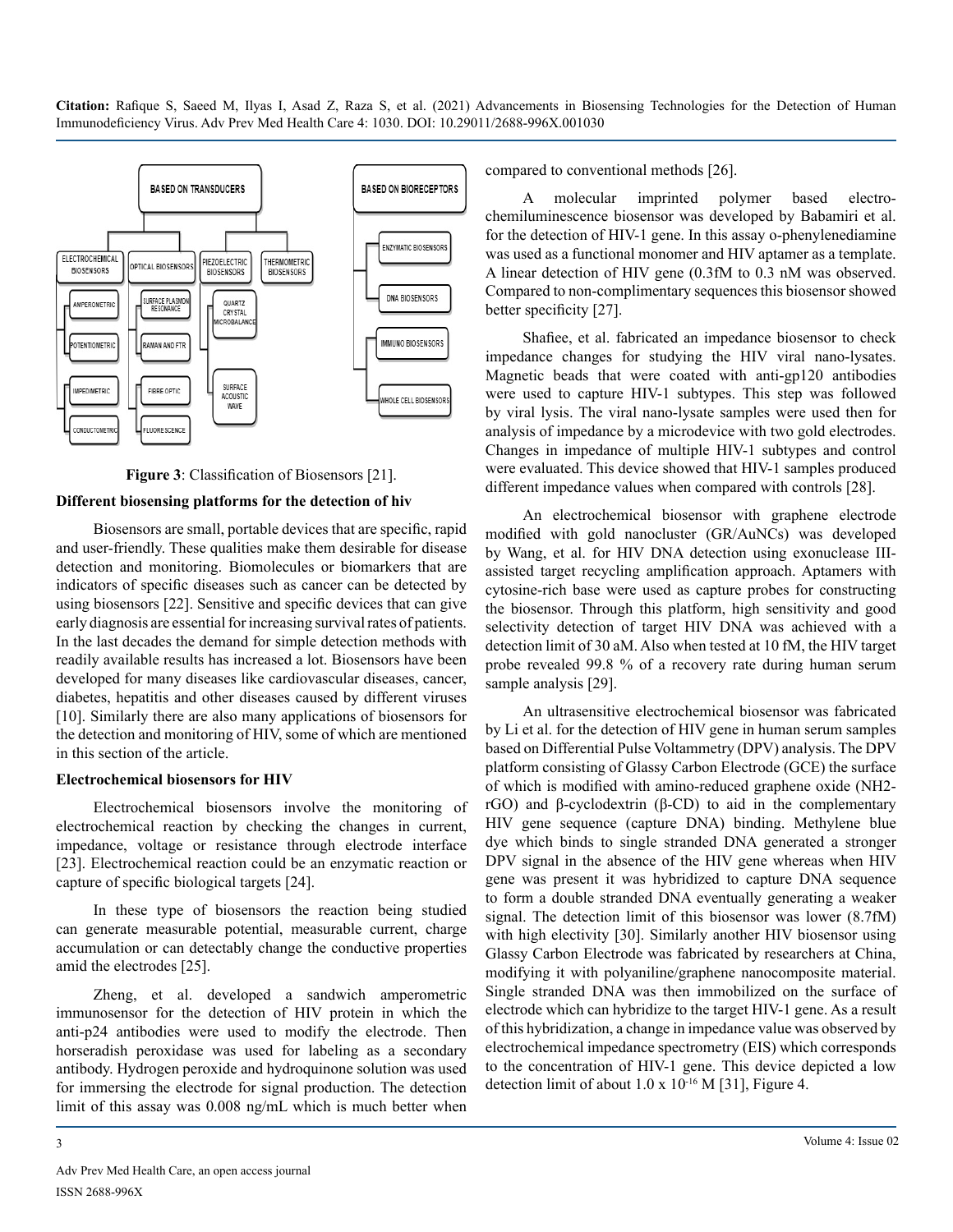BASED ON TRANSDUCERS

ELECTROCHEMICAL BIOSENSORS

AMPEROMETRIC

POTENTIOMETRIC

IMPEDIMETRIC

CONDUCTOMETRIC

OPTICAL BIOSENSORS

SURFACE PLASMON RESONANCE

RAMAN AND FTR

FIBRE OPTIC

FLUORESCENCE

PIEZOELECTRIC BIOSENSORS

QUARTZ CRYSTAL MICROBALANCE

SURFACE ACOUSTIC WAVE

THERMOMETRIC BIOSENSORS

BASED ON BIORECEPTORS

ENZYMATIC BIOSENSORS

DNA BIOSENSORS

IMMUNO BIOSENSORS

WHOLE CELL BIOSENSORS

**Figure 3**: Classification of Biosensors [21].

**Different biosensing platforms for the detection of hiv**

Biosensors are small, portable devices that are specific, rapid and user-friendly. These qualities make them desirable for disease detection and monitoring. Biomolecules or biomarkers that are indicators of specific diseases such as cancer can be detected by using biosensors [22]. Sensitive and specific devices that can give early diagnosis are essential for increasing survival rates of patients. In the last decades the demand for simple detection methods with readily available results has increased a lot. Biosensors have been developed for many diseases like cardiovascular diseases, cancer, diabetes, hepatitis and other diseases caused by different viruses [10]. Similarly there are also many applications of biosensors for the detection and monitoring of HIV, some of which are mentioned in this section of the article.

**Electrochemical biosensors for HIV**

Electrochemical biosensors involve the monitoring of electrochemical reaction by checking the changes in current, impedance, voltage or resistance through electrode interface [23]. Electrochemical reaction could be an enzymatic reaction or capture of specific biological targets [24].

In these type of biosensors the reaction being studied can generate measurable potential, measurable current, charge accumulation or can detectably change the conductive properties amid the electrodes [25].

Zheng, et al. developed a sandwich amperometric immunosensor for the detection of HIV protein in which the anti-p24 antibodies were used to modify the electrode. Then horseradish peroxidase was used for labeling as a secondary antibody. Hydrogen peroxide and hydroquinone solution was used for immersing the electrode for signal production. The detection limit of this assay was 0.008 ng/mL which is much better when compared to conventional methods [26].

A molecular imprinted polymer based electrochemiluminescence biosensor was developed by Babamiri et al. for the detection of HIV-1 gene. In this assay o-phenylenediamine was used as a functional monomer and HIV aptamer as a template. A linear detection of HIV gene (0.3fM to 0.3 nM was observed. Compared to non-complimentary sequences this biosensor showed better specificity [27].

Shafiee, et al. fabricated an impedance biosensor to check impedance changes for studying the HIV viral nano-lysates. Magnetic beads that were coated with anti-gp120 antibodies were used to capture HIV-1 subtypes. This step was followed by viral lysis. The viral nano-lysate samples were used then for analysis of impedance by a microdevice with two gold electrodes. Changes in impedance of multiple HIV-1 subtypes and control were evaluated. This device showed that HIV-1 samples produced different impedance values when compared with controls [28].

An electrochemical biosensor with graphene electrode modified with gold nanocluster (GR/AuNCs) was developed by Wang, et al. for HIV DNA detection using exonuclease III-assisted target recycling amplification approach. Aptamers with cytosine-rich base were used as capture probes for constructing the biosensor. Through this platform, high sensitivity and good selectivity detection of target HIV DNA was achieved with a detection limit of 30 aM. Also when tested at 10 fM, the HIV target probe revealed 99.8 % of a recovery rate during human serum sample analysis [29].

An ultrasensitive electrochemical biosensor was fabricated by Li et al. for the detection of HIV gene in human serum samples based on Differential Pulse Voltammetry (DPV) analysis. The DPV platform consisting of Glassy Carbon Electrode (GCE) the surface of which is modified with amino-reduced graphene oxide (NH2-rGO) and β-cyclodextrin (β-CD) to aid in the complementary HIV gene sequence (capture DNA) binding. Methylene blue dye which binds to single stranded DNA generated a stronger DPV signal in the absence of the HIV gene whereas when HIV gene was present it was hybridized to capture DNA sequence to form a double stranded DNA eventually generating a weaker signal. The detection limit of this biosensor was lower (8.7fM) with high electivity [30]. Similarly another HIV biosensor using Glassy Carbon Electrode was fabricated by researchers at China, modifying it with polyaniline/graphene nanocomposite material. Single stranded DNA was then immobilized on the surface of electrode which can hybridize to the target HIV-1 gene. As a result of this hybridization, a change in impedance value was observed by electrochemical impedance spectrometry (EIS) which corresponds to the concentration of HIV-1 gene. This device depicted a low detection limit of about $1.0 \times 10^{-16}$ M [31], Figure 4.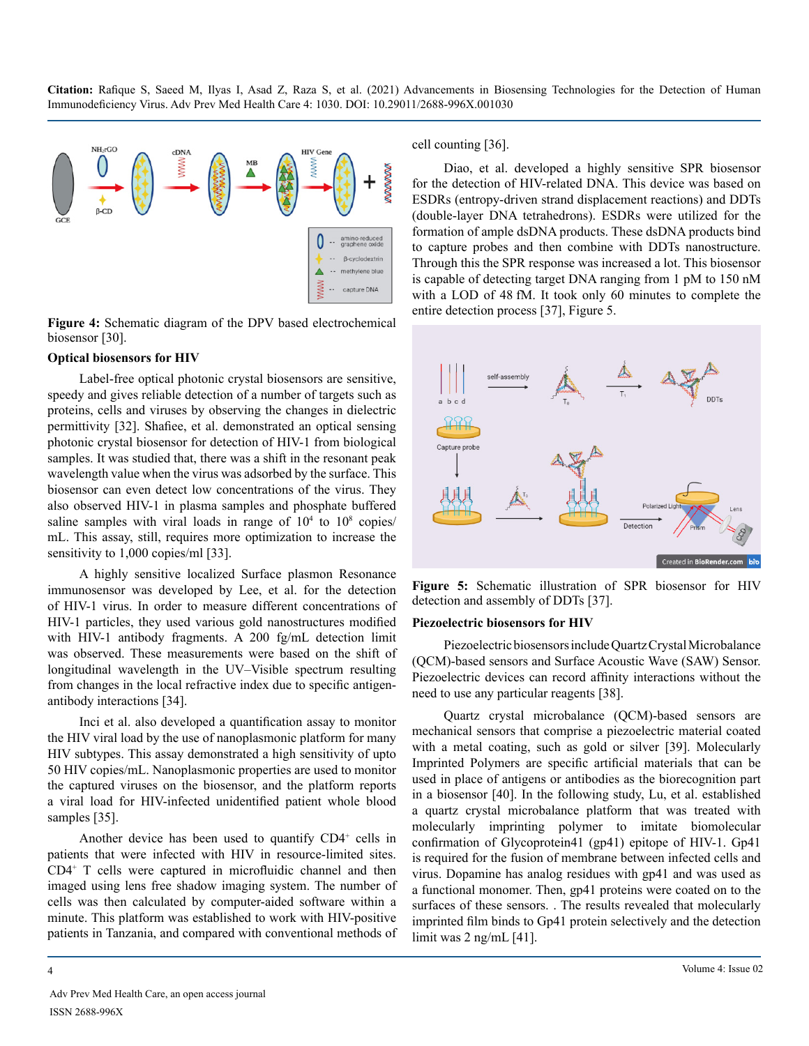NH₂rGO

cDNA

HIV Gene

MB

GCE

β-CD

amino-reduced graphene oxide

β-cyclodextrin

methylene blue

capture DNA

**Figure 4:** Schematic diagram of the DPV based electrochemical biosensor [30].

### Optical biosensors for HIV

Label-free optical photonic crystal biosensors are sensitive, speedy and gives reliable detection of a number of targets such as proteins, cells and viruses by observing the changes in dielectric permittivity [32]. Shafiee, et al. demonstrated an optical sensing photonic crystal biosensor for detection of HIV-1 from biological samples. It was studied that, there was a shift in the resonant peak wavelength value when the virus was adsorbed by the surface. This biosensor can even detect low concentrations of the virus. They also observed HIV-1 in plasma samples and phosphate buffered saline samples with viral loads in range of $10^4$ to $10^8$ copies/mL. This assay, still, requires more optimization to increase the sensitivity to 1,000 copies/ml [33].

A highly sensitive localized Surface plasmon Resonance immunosensor was developed by Lee, et al. for the detection of HIV-1 virus. In order to measure different concentrations of HIV-1 particles, they used various gold nanostructures modified with HIV-1 antibody fragments. A 200 fg/mL detection limit was observed. These measurements were based on the shift of longitudinal wavelength in the UV–Visible spectrum resulting from changes in the local refractive index due to specific antigen-antibody interactions [34].

Inci et al. also developed a quantification assay to monitor the HIV viral load by the use of nanoplasmonic platform for many HIV subtypes. This assay demonstrated a high sensitivity of upto 50 HIV copies/mL. Nanoplasmonic properties are used to monitor the captured viruses on the biosensor, and the platform reports a viral load for HIV-infected unidentified patient whole blood samples [35].

Another device has been used to quantify $CD4^+$ cells in patients that were infected with HIV in resource-limited sites. $CD4^+$ T cells were captured in microfluidic channel and then imaged using lens free shadow imaging system. The number of cells was then calculated by computer-aided software within a minute. This platform was established to work with HIV-positive patients in Tanzania, and compared with conventional methods of cell counting [36].

Diao, et al. developed a highly sensitive SPR biosensor for the detection of HIV-related DNA. This device was based on ESDRs (entropy-driven strand displacement reactions) and DDTs (double-layer DNA tetrahedrons). ESDRs were utilized for the formation of ample dsDNA products. These dsDNA products bind to capture probes and then combine with DDTs nanostructure. Through this the SPR response was increased a lot. This biosensor is capable of detecting target DNA ranging from 1 pM to 150 nM with a LOD of 48 fM. It took only 60 minutes to complete the entire detection process [37], Figure 5.

a b c d

self-assembly

$T_0$

$T_1$

DDTs

Capture probe

$T_0$

imprinting

Polarized Light

Detection

Lens

Prism

CCD

Created in BioRender.com bio

**Figure 5:** Schematic illustration of SPR biosensor for HIV detection and assembly of DDTs [37].

### Piezoelectric biosensors for HIV

Piezoelectric biosensors include Quartz Crystal Microbalance (QCM)-based sensors and Surface Acoustic Wave (SAW) Sensor. Piezoelectric devices can record affinity interactions without the need to use any particular reagents [38].

Quartz crystal microbalance (QCM)-based sensors are mechanical sensors that comprise a piezoelectric material coated with a metal coating, such as gold or silver [39]. Molecularly Imprinted Polymers are specific artificial materials that can be used in place of antigens or antibodies as the biorecognition part in a biosensor [40]. In the following study, Lu, et al. established a quartz crystal microbalance platform that was treated with molecularly imprinting polymer to imitate biomolecular confirmation of Glycoprotein41 (gp41) epitope of HIV-1. Gp41 is required for the fusion of membrane between infected cells and virus. Dopamine has analog residues with gp41 and was used as a functional monomer. Then, gp41 proteins were coated on to the surfaces of these sensors. . The results revealed that molecularly imprinted film binds to Gp41 protein selectively and the detection limit was 2 ng/mL [41].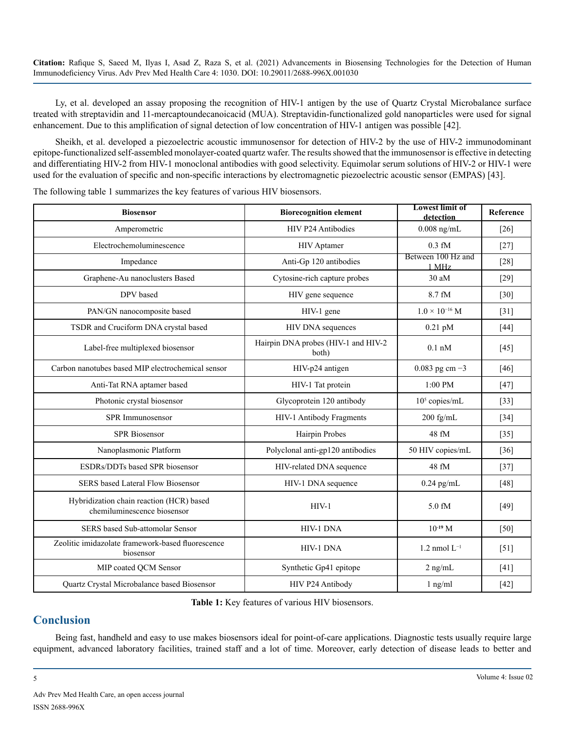Ly, et al. developed an assay proposing the recognition of HIV-1 antigen by the use of Quartz Crystal Microbalance surface treated with streptavidin and 11-mercaptoundecanoicacid (MUA). Streptavidin-functionalized gold nanoparticles were used for signal enhancement. Due to this amplification of signal detection of low concentration of HIV-1 antigen was possible [42].

Sheikh, et al. developed a piezoelectric acoustic immunosensor for detection of HIV-2 by the use of HIV-2 immunodominant epitope-functionalized self-assembled monolayer-coated quartz wafer. The results showed that the immunosensor is effective in detecting and differentiating HIV-2 from HIV-1 monoclonal antibodies with good selectivity. Equimolar serum solutions of HIV-2 or HIV-1 were used for the evaluation of specific and non-specific interactions by electromagnetic piezoelectric acoustic sensor (EMPAS) [43].

The following table 1 summarizes the key features of various HIV biosensors.

| Biosensor | Biorecognition element | Lowest limit of detection | Reference |
|---|---|---|---|
| Amperometric | HIV P24 Antibodies | 0.008 ng/mL | [26] |
| Electrochemoluminescence | HIV Aptamer | 0.3 fM | [27] |
| Impedance | Anti-Gp 120 antibodies | Between 100 Hz and 1 MHz | [28] |
| Graphene-Au nanoclusters Based | Cytosine-rich capture probes | 30 aM | [29] |
| DPV based | HIV gene sequence | 8.7 fM | [30] |
| PAN/GN nanocomposite based | HIV-1 gene | $1.0 \times 10^{-16}$ M | [31] |
| TSDR and Cruciform DNA crystal based | HIV DNA sequences | 0.21 pM | [44] |
| Label-free multiplexed biosensor | Hairpin DNA probes (HIV-1 and HIV-2 both) | 0.1 nM | [45] |
| Carbon nanotubes based MIP electrochemical sensor | HIV-p24 antigen | 0.083 pg cm −3 | [46] |
| Anti-Tat RNA aptamer based | HIV-1 Tat protein | 1:00 PM | [47] |
| Photonic crystal biosensor | Glycoprotein 120 antibody | $10^5$ copies/mL | [33] |
| SPR Immunosensor | HIV-1 Antibody Fragments | 200 fg/mL | [34] |
| SPR Biosensor | Hairpin Probes | 48 fM | [35] |
| Nanoplasmonic Platform | Polyclonal anti-gp120 antibodies | 50 HIV copies/mL | [36] |
| ESDRs/DDTs based SPR biosensor | HIV-related DNA sequence | 48 fM | [37] |
| SERS based Lateral Flow Biosensor | HIV-1 DNA sequence | 0.24 pg/mL | [48] |
| Hybridization chain reaction (HCR) based chemiluminescence biosensor | HIV-1 | 5.0 fM | [49] |
| SERS based Sub-attomolar Sensor | HIV-1 DNA | $10^{-19}$ M | [50] |
| Zeolitic imidazolate framework-based fluorescence biosensor | HIV-1 DNA | 1.2 nmol $L^{-1}$ | [51] |
| MIP coated QCM Sensor | Synthetic Gp41 epitope | 2 ng/mL | [41] |
| Quartz Crystal Microbalance based Biosensor | HIV P24 Antibody | 1 ng/ml | [42] |

**Table 1:** Key features of various HIV biosensors.

## Conclusion

Being fast, handheld and easy to use makes biosensors ideal for point-of-care applications. Diagnostic tests usually require large equipment, advanced laboratory facilities, trained staff and a lot of time. Moreover, early detection of disease leads to better and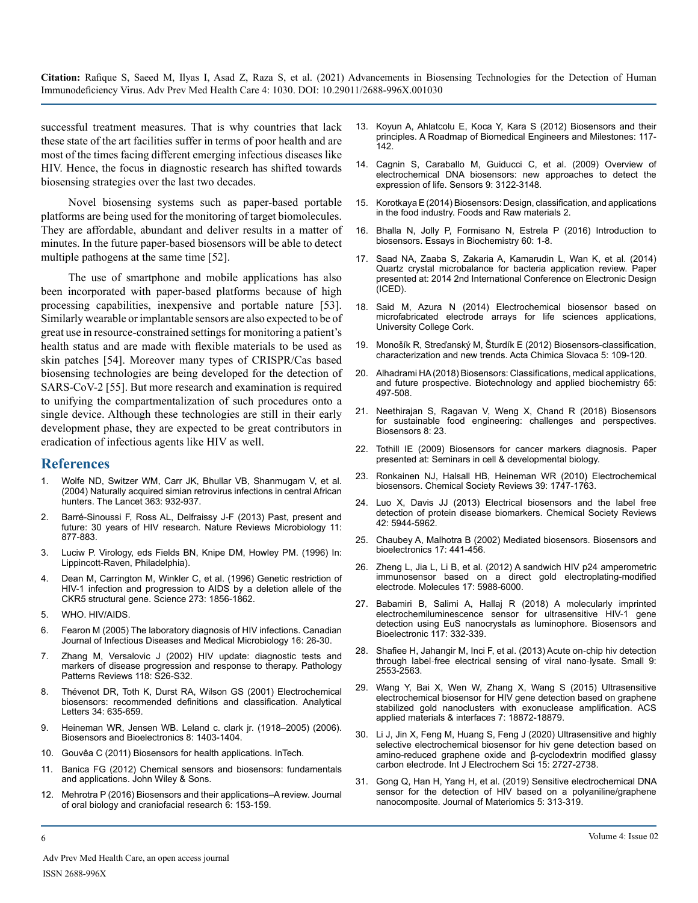successful treatment measures. That is why countries that lack these state of the art facilities suffer in terms of poor health and are most of the times facing different emerging infectious diseases like HIV. Hence, the focus in diagnostic research has shifted towards biosensing strategies over the last two decades.

Novel biosensing systems such as paper-based portable platforms are being used for the monitoring of target biomolecules. They are affordable, abundant and deliver results in a matter of minutes. In the future paper-based biosensors will be able to detect multiple pathogens at the same time [52].

The use of smartphone and mobile applications has also been incorporated with paper-based platforms because of high processing capabilities, inexpensive and portable nature [53]. Similarly wearable or implantable sensors are also expected to be of great use in resource-constrained settings for monitoring a patient's health status and are made with flexible materials to be used as skin patches [54]. Moreover many types of CRISPR/Cas based biosensing technologies are being developed for the detection of SARS-CoV-2 [55]. But more research and examination is required to unifying the compartmentalization of such procedures onto a single device. Although these technologies are still in their early development phase, they are expected to be great contributors in eradication of infectious agents like HIV as well.

## References

1. Wolfe ND, Switzer WM, Carr JK, Bhullar VB, Shanmugam V, et al. (2004) Naturally acquired simian retrovirus infections in central African hunters. The Lancet 363: 932-937.
2. Barré-Sinoussi F, Ross AL, Delfraissy J-F (2013) Past, present and future: 30 years of HIV research. Nature Reviews Microbiology 11: 877-883.
3. Luciw P. Virology, eds Fields BN, Knipe DM, Howley PM. (1996) In: Lippincott-Raven, Philadelphia).
4. Dean M, Carrington M, Winkler C, et al. (1996) Genetic restriction of HIV-1 infection and progression to AIDS by a deletion allele of the CKR5 structural gene. Science 273: 1856-1862.
5. WHO. HIV/AIDS.
6. Fearon M (2005) The laboratory diagnosis of HIV infections. Canadian Journal of Infectious Diseases and Medical Microbiology 16: 26-30.
7. Zhang M, Versalovic J (2002) HIV update: diagnostic tests and markers of disease progression and response to therapy. Pathology Patterns Reviews 118: S26-S32.
8. Thévenot DR, Toth K, Durst RA, Wilson GS (2001) Electrochemical biosensors: recommended definitions and classification. Analytical Letters 34: 635-659.
9. Heineman WR, Jensen WB. Leland c. clark jr. (1918–2005) (2006). Biosensors and Bioelectronics 8: 1403-1404.
10. Gouvêa C (2011) Biosensors for health applications. InTech.
11. Banica FG (2012) Chemical sensors and biosensors: fundamentals and applications. John Wiley & Sons.
12. Mehrotra P (2016) Biosensors and their applications–A review. Journal of oral biology and craniofacial research 6: 153-159.
13. Koyun A, Ahlatcolu E, Koca Y, Kara S (2012) Biosensors and their principles. A Roadmap of Biomedical Engineers and Milestones: 117-142.
14. Cagnin S, Caraballo M, Guiducci C, et al. (2009) Overview of electrochemical DNA biosensors: new approaches to detect the expression of life. Sensors 9: 3122-3148.
15. Korotkaya E (2014) Biosensors: Design, classification, and applications in the food industry. Foods and Raw materials 2.
16. Bhalla N, Jolly P, Formisano N, Estrela P (2016) Introduction to biosensors. Essays in Biochemistry 60: 1-8.
17. Saad NA, Zaaba S, Zakaria A, Kamarudin L, Wan K, et al. (2014) Quartz crystal microbalance for bacteria application review. Paper presented at: 2014 2nd International Conference on Electronic Design (ICED).
18. Said M, Azura N (2014) Electrochemical biosensor based on microfabricated electrode arrays for life sciences applications, University College Cork.
19. Monošík R, Streďanský M, Šturdík E (2012) Biosensors-classification, characterization and new trends. Acta Chimica Slovaca 5: 109-120.
20. Alhadrami HA (2018) Biosensors: Classifications, medical applications, and future prospective. Biotechnology and applied biochemistry 65: 497-508.
21. Neethirajan S, Ragavan V, Weng X, Chand R (2018) Biosensors for sustainable food engineering: challenges and perspectives. Biosensors 8: 23.
22. Tothill IE (2009) Biosensors for cancer markers diagnosis. Paper presented at: Seminars in cell & developmental biology.
23. Ronkainen NJ, Halsall HB, Heineman WR (2010) Electrochemical biosensors. Chemical Society Reviews 39: 1747-1763.
24. Luo X, Davis JJ (2013) Electrical biosensors and the label free detection of protein disease biomarkers. Chemical Society Reviews 42: 5944-5962.
25. Chaubey A, Malhotra B (2002) Mediated biosensors. Biosensors and bioelectronics 17: 441-456.
26. Zheng L, Jia L, Li B, et al. (2012) A sandwich HIV p24 amperometric immunosensor based on a direct gold electroplating-modified electrode. Molecules 17: 5988-6000.
27. Babamiri B, Salimi A, Hallaj R (2018) A molecularly imprinted electrochemiluminescence sensor for ultrasensitive HIV-1 gene detection using EuS nanocrystals as luminophore. Biosensors and Bioelectronic 117: 332-339.
28. Shafiee H, Jahangir M, Inci F, et al. (2013) Acute on‐chip hiv detection through label‐free electrical sensing of viral nano‐lysate. Small 9: 2553-2563.
29. Wang Y, Bai X, Wen W, Zhang X, Wang S (2015) Ultrasensitive electrochemical biosensor for HIV gene detection based on graphene stabilized gold nanoclusters with exonuclease amplification. ACS applied materials & interfaces 7: 18872-18879.
30. Li J, Jin X, Feng M, Huang S, Feng J (2020) Ultrasensitive and highly selective electrochemical biosensor for hiv gene detection based on amino-reduced graphene oxide and β-cyclodextrin modified glassy carbon electrode. Int J Electrochem Sci 15: 2727-2738.
31. Gong Q, Han H, Yang H, et al. (2019) Sensitive electrochemical DNA sensor for the detection of HIV based on a polyaniline/graphene nanocomposite. Journal of Materiomics 5: 313-319.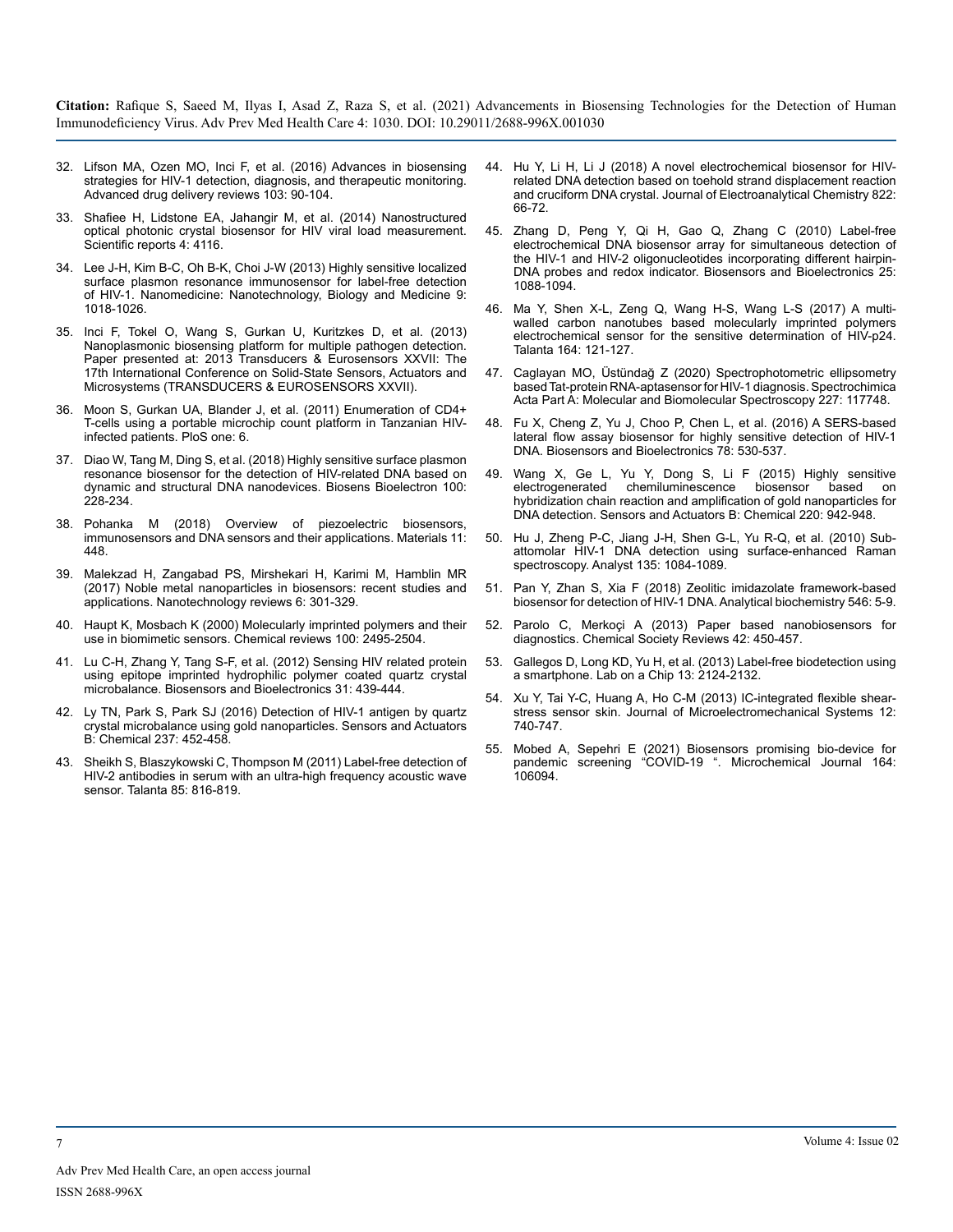32. Lifson MA, Ozen MO, Inci F, et al. (2016) Advances in biosensing strategies for HIV-1 detection, diagnosis, and therapeutic monitoring. Advanced drug delivery reviews 103: 90-104.

33. Shafiee H, Lidstone EA, Jahangir M, et al. (2014) Nanostructured optical photonic crystal biosensor for HIV viral load measurement. Scientific reports 4: 4116.

34. Lee J-H, Kim B-C, Oh B-K, Choi J-W (2013) Highly sensitive localized surface plasmon resonance immunosensor for label-free detection of HIV-1. Nanomedicine: Nanotechnology, Biology and Medicine 9: 1018-1026.

35. Inci F, Tokel O, Wang S, Gurkan U, Kuritzkes D, et al. (2013) Nanoplasmonic biosensing platform for multiple pathogen detection. Paper presented at: 2013 Transducers & Eurosensors XXVII: The 17th International Conference on Solid-State Sensors, Actuators and Microsystems (TRANSDUCERS & EUROSENSORS XXVII).

36. Moon S, Gurkan UA, Blander J, et al. (2011) Enumeration of CD4+ T-cells using a portable microchip count platform in Tanzanian HIV-infected patients. PloS one: 6.

37. Diao W, Tang M, Ding S, et al. (2018) Highly sensitive surface plasmon resonance biosensor for the detection of HIV-related DNA based on dynamic and structural DNA nanodevices. Biosens Bioelectron 100: 228-234.

38. Pohanka M (2018) Overview of piezoelectric biosensors, immunosensors and DNA sensors and their applications. Materials 11: 448.

39. Malekzad H, Zangabad PS, Mirshekari H, Karimi M, Hamblin MR (2017) Noble metal nanoparticles in biosensors: recent studies and applications. Nanotechnology reviews 6: 301-329.

40. Haupt K, Mosbach K (2000) Molecularly imprinted polymers and their use in biomimetic sensors. Chemical reviews 100: 2495-2504.

41. Lu C-H, Zhang Y, Tang S-F, et al. (2012) Sensing HIV related protein using epitope imprinted hydrophilic polymer coated quartz crystal microbalance. Biosensors and Bioelectronics 31: 439-444.

42. Ly TN, Park S, Park SJ (2016) Detection of HIV-1 antigen by quartz crystal microbalance using gold nanoparticles. Sensors and Actuators B: Chemical 237: 452-458.

43. Sheikh S, Blaszykowski C, Thompson M (2011) Label-free detection of HIV-2 antibodies in serum with an ultra-high frequency acoustic wave sensor. Talanta 85: 816-819.

44. Hu Y, Li H, Li J (2018) A novel electrochemical biosensor for HIV-related DNA detection based on toehold strand displacement reaction and cruciform DNA crystal. Journal of Electroanalytical Chemistry 822: 66-72.

45. Zhang D, Peng Y, Qi H, Gao Q, Zhang C (2010) Label-free electrochemical DNA biosensor array for simultaneous detection of the HIV-1 and HIV-2 oligonucleotides incorporating different hairpin-DNA probes and redox indicator. Biosensors and Bioelectronics 25: 1088-1094.

46. Ma Y, Shen X-L, Zeng Q, Wang H-S, Wang L-S (2017) A multi-walled carbon nanotubes based molecularly imprinted polymers electrochemical sensor for the sensitive determination of HIV-p24. Talanta 164: 121-127.

47. Caglayan MO, Üstündağ Z (2020) Spectrophotometric ellipsometry based Tat-protein RNA-aptasensor for HIV-1 diagnosis. Spectrochimica Acta Part A: Molecular and Biomolecular Spectroscopy 227: 117748.

48. Fu X, Cheng Z, Yu J, Choo P, Chen L, et al. (2016) A SERS-based lateral flow assay biosensor for highly sensitive detection of HIV-1 DNA. Biosensors and Bioelectronics 78: 530-537.

49. Wang X, Ge L, Yu Y, Dong S, Li F (2015) Highly sensitive electrogenerated chemiluminescence biosensor based on hybridization chain reaction and amplification of gold nanoparticles for DNA detection. Sensors and Actuators B: Chemical 220: 942-948.

50. Hu J, Zheng P-C, Jiang J-H, Shen G-L, Yu R-Q, et al. (2010) Sub-attomolar HIV-1 DNA detection using surface-enhanced Raman spectroscopy. Analyst 135: 1084-1089.

51. Pan Y, Zhan S, Xia F (2018) Zeolitic imidazolate framework-based biosensor for detection of HIV-1 DNA. Analytical biochemistry 546: 5-9.

52. Parolo C, Merkoçi A (2013) Paper based nanobiosensors for diagnostics. Chemical Society Reviews 42: 450-457.

53. Gallegos D, Long KD, Yu H, et al. (2013) Label-free biodetection using a smartphone. Lab on a Chip 13: 2124-2132.

54. Xu Y, Tai Y-C, Huang A, Ho C-M (2013) IC-integrated flexible shear-stress sensor skin. Journal of Microelectromechanical Systems 12: 740-747.

55. Mobed A, Sepehri E (2021) Biosensors promising bio-device for pandemic screening "COVID-19 ". Microchemical Journal 164: 106094.